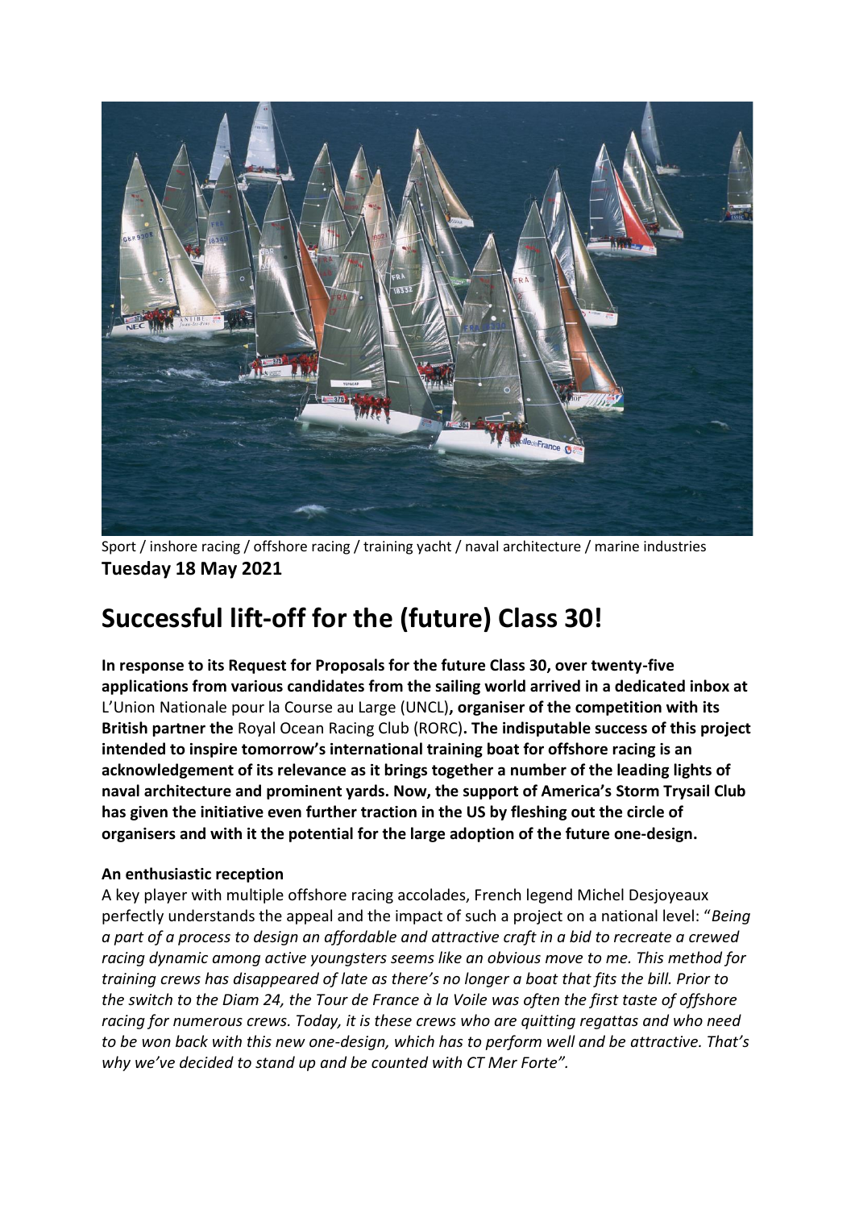Sport / inshore racing / offshore racing / training yacht / naval architecture / marine industries

**Tuesday 18 May 2021**

# Successful lift-off for the (future) Class 30!

**In response to its Request for Proposals for the future Class 30, over twenty-five applications from various candidates from the sailing world arrived in a dedicated inbox at** L'Union Nationale pour la Course au Large (UNCL)**, organiser of the competition with its British partner the** Royal Ocean Racing Club (RORC)**. The indisputable success of this project intended to inspire tomorrow's international training boat for offshore racing is an acknowledgement of its relevance as it brings together a number of the leading lights of naval architecture and prominent yards. Now, the support of America's Storm Trysail Club has given the initiative even further traction in the US by fleshing out the circle of organisers and with it the potential for the large adoption of the future one-design.**

**An enthusiastic reception**

A key player with multiple offshore racing accolades, French legend Michel Desjoyeaux perfectly understands the appeal and the impact of such a project on a national level: "*Being a part of a process to design an affordable and attractive craft in a bid to recreate a crewed racing dynamic among active youngsters seems like an obvious move to me. This method for training crews has disappeared of late as there's no longer a boat that fits the bill. Prior to the switch to the Diam 24, the Tour de France à la Voile was often the first taste of offshore racing for numerous crews. Today, it is these crews who are quitting regattas and who need to be won back with this new one-design, which has to perform well and be attractive. That's why we've decided to stand up and be counted with CT Mer Forte".*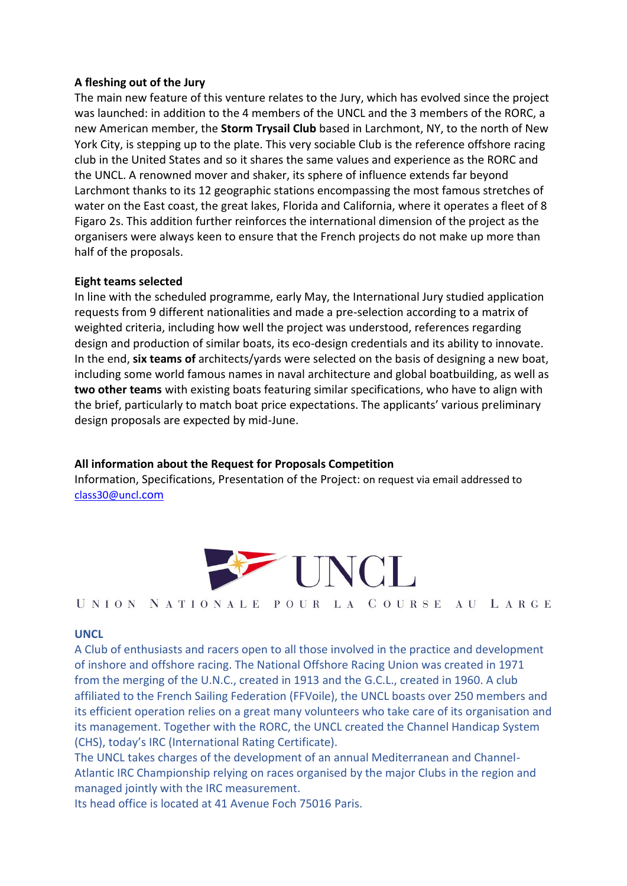**A fleshing out of the Jury**

The main new feature of this venture relates to the Jury, which has evolved since the project was launched: in addition to the 4 members of the UNCL and the 3 members of the RORC, a new American member, the **Storm Trysail Club** based in Larchmont, NY, to the north of New York City, is stepping up to the plate. This very sociable Club is the reference offshore racing club in the United States and so it shares the same values and experience as the RORC and the UNCL. A renowned mover and shaker, its sphere of influence extends far beyond Larchmont thanks to its 12 geographic stations encompassing the most famous stretches of water on the East coast, the great lakes, Florida and California, where it operates a fleet of 8 Figaro 2s. This addition further reinforces the international dimension of the project as the organisers were always keen to ensure that the French projects do not make up more than half of the proposals.

**Eight teams selected**

In line with the scheduled programme, early May, the International Jury studied application requests from 9 different nationalities and made a pre-selection according to a matrix of weighted criteria, including how well the project was understood, references regarding design and production of similar boats, its eco-design credentials and its ability to innovate. In the end, **six teams of** architects/yards were selected on the basis of designing a new boat, including some world famous names in naval architecture and global boatbuilding, as well as **two other teams** with existing boats featuring similar specifications, who have to align with the brief, particularly to match boat price expectations. The applicants' various preliminary design proposals are expected by mid-June.

**All information about the Request for Proposals Competition**

Information, Specifications, Presentation of the Project: on request via email addressed to class30@uncl.com

UNCL

UNION NATIONALE POUR LA COURSE AU LARGE

**UNCL**

A Club of enthusiasts and racers open to all those involved in the practice and development of inshore and offshore racing. The National Offshore Racing Union was created in 1971 from the merging of the U.N.C., created in 1913 and the G.C.L., created in 1960. A club affiliated to the French Sailing Federation (FFVoile), the UNCL boasts over 250 members and its efficient operation relies on a great many volunteers who take care of its organisation and its management. Together with the RORC, the UNCL created the Channel Handicap System (CHS), today's IRC (International Rating Certificate).

The UNCL takes charges of the development of an annual Mediterranean and Channel-Atlantic IRC Championship relying on races organised by the major Clubs in the region and managed jointly with the IRC measurement.

Its head office is located at 41 Avenue Foch 75016 Paris.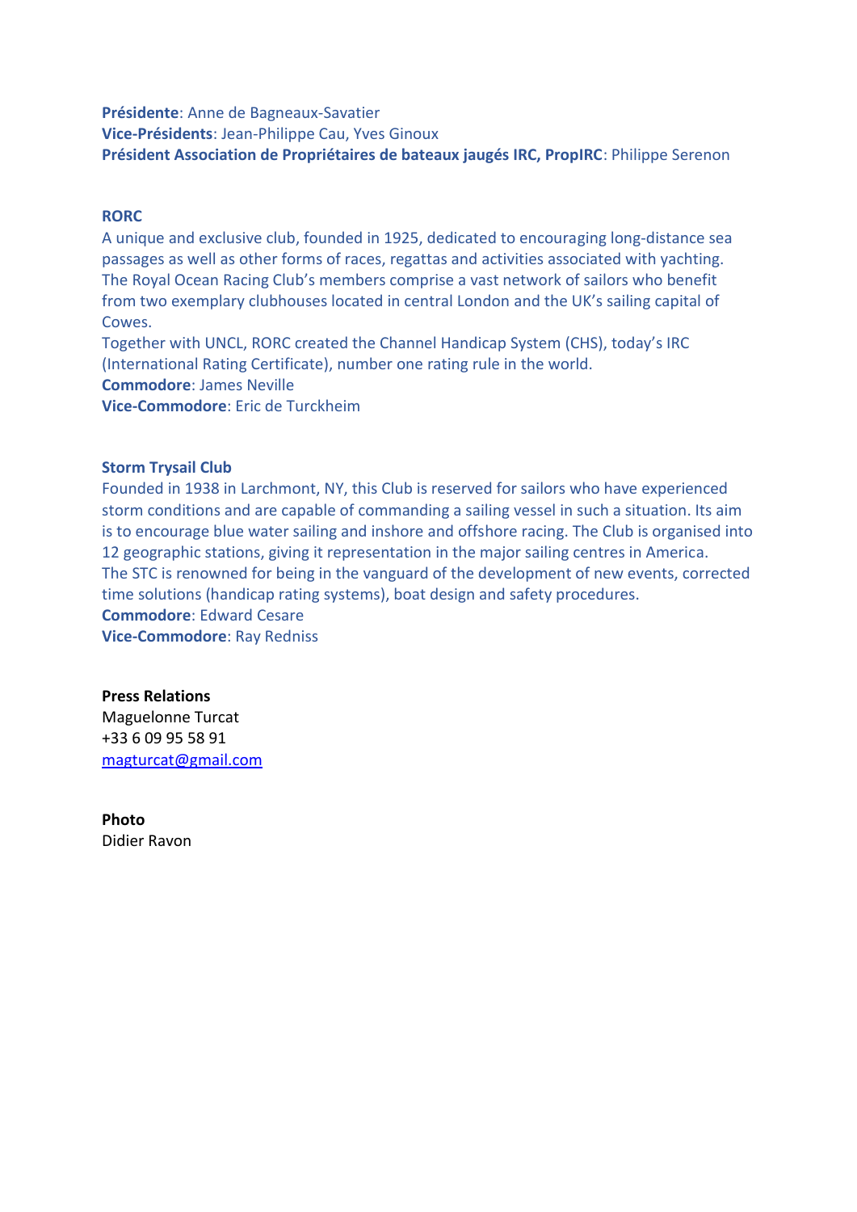**Présidente**: Anne de Bagneaux-Savatier
**Vice-Présidents**: Jean-Philippe Cau, Yves Ginoux
**Président Association de Propriétaires de bateaux jaugés IRC, PropIRC**: Philippe Serenon

**RORC**
A unique and exclusive club, founded in 1925, dedicated to encouraging long-distance sea passages as well as other forms of races, regattas and activities associated with yachting. The Royal Ocean Racing Club's members comprise a vast network of sailors who benefit from two exemplary clubhouses located in central London and the UK's sailing capital of Cowes.
Together with UNCL, RORC created the Channel Handicap System (CHS), today's IRC (International Rating Certificate), number one rating rule in the world.
**Commodore**: James Neville
**Vice-Commodore**: Eric de Turckheim

**Storm Trysail Club**
Founded in 1938 in Larchmont, NY, this Club is reserved for sailors who have experienced storm conditions and are capable of commanding a sailing vessel in such a situation. Its aim is to encourage blue water sailing and inshore and offshore racing. The Club is organised into 12 geographic stations, giving it representation in the major sailing centres in America.
The STC is renowned for being in the vanguard of the development of new events, corrected time solutions (handicap rating systems), boat design and safety procedures.
**Commodore**: Edward Cesare
**Vice-Commodore**: Ray Redniss

**Press Relations**
Maguelonne Turcat
+33 6 09 95 58 91
magturcat@gmail.com

**Photo**
Didier Ravon